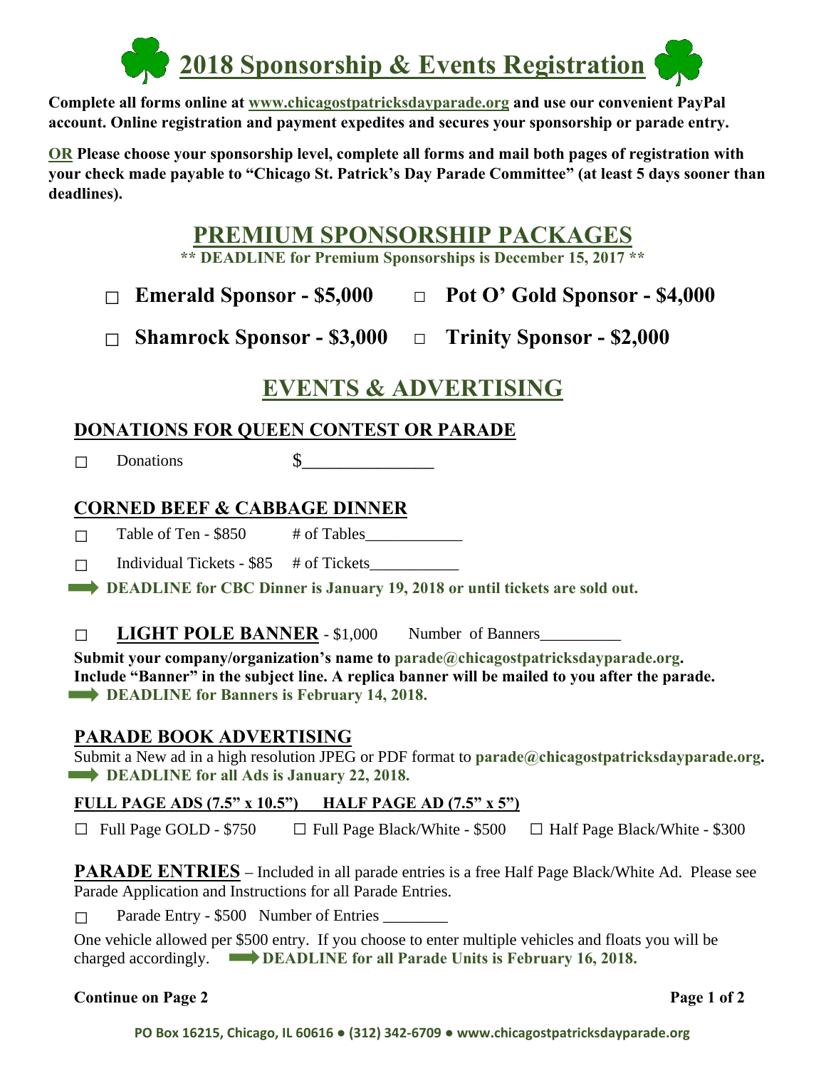# 2018 Sponsorship & Events Registration

**Complete all forms online at www.chicagostpatricksdayparade.org and use our convenient PayPal account. Online registration and payment expedites and secures your sponsorship or parade entry.**

**OR Please choose your sponsorship level, complete all forms and mail both pages of registration with your check made payable to "Chicago St. Patrick's Day Parade Committee" (at least 5 days sooner than deadlines).**

## PREMIUM SPONSORSHIP PACKAGES

**\*\* DEADLINE for Premium Sponsorships is December 15, 2017 \*\***

- ☐ **Emerald Sponsor - $5,000**
- ☐ **Pot O' Gold Sponsor - $4,000**
- ☐ **Shamrock Sponsor - $3,000**
- ☐ **Trinity Sponsor - $2,000**

## EVENTS & ADVERTISING

### DONATIONS FOR QUEEN CONTEST OR PARADE

☐ Donations $_______________

### CORNED BEEF & CABBAGE DINNER

☐ Table of Ten - $850 # of Tables____________

☐ Individual Tickets - $85 # of Tickets___________

➡ **DEADLINE for CBC Dinner is January 19, 2018 or until tickets are sold out.**

☐ **LIGHT POLE BANNER** - $1,000 Number of Banners__________

**Submit your company/organization's name to parade@chicagostpatricksdayparade.org. Include "Banner" in the subject line. A replica banner will be mailed to you after the parade.**

➡ **DEADLINE for Banners is February 14, 2018.**

### PARADE BOOK ADVERTISING

Submit a New ad in a high resolution JPEG or PDF format to **parade@chicagostpatricksdayparade.org.**

➡ **DEADLINE for all Ads is January 22, 2018.**

**FULL PAGE ADS (7.5" x 10.5") HALF PAGE AD (7.5" x 5")**

☐ Full Page GOLD - $750 ☐ Full Page Black/White - $500 ☐ Half Page Black/White - $300

**PARADE ENTRIES** – Included in all parade entries is a free Half Page Black/White Ad. Please see Parade Application and Instructions for all Parade Entries.

☐ Parade Entry - $500 Number of Entries ________

One vehicle allowed per $500 entry. If you choose to enter multiple vehicles and floats you will be charged accordingly. ➡ **DEADLINE for all Parade Units is February 16, 2018.**

**Continue on Page 2**

PO Box 16215, Chicago, IL 60616 ● (312) 342-6709 ● www.chicagostpatricksdayparade.org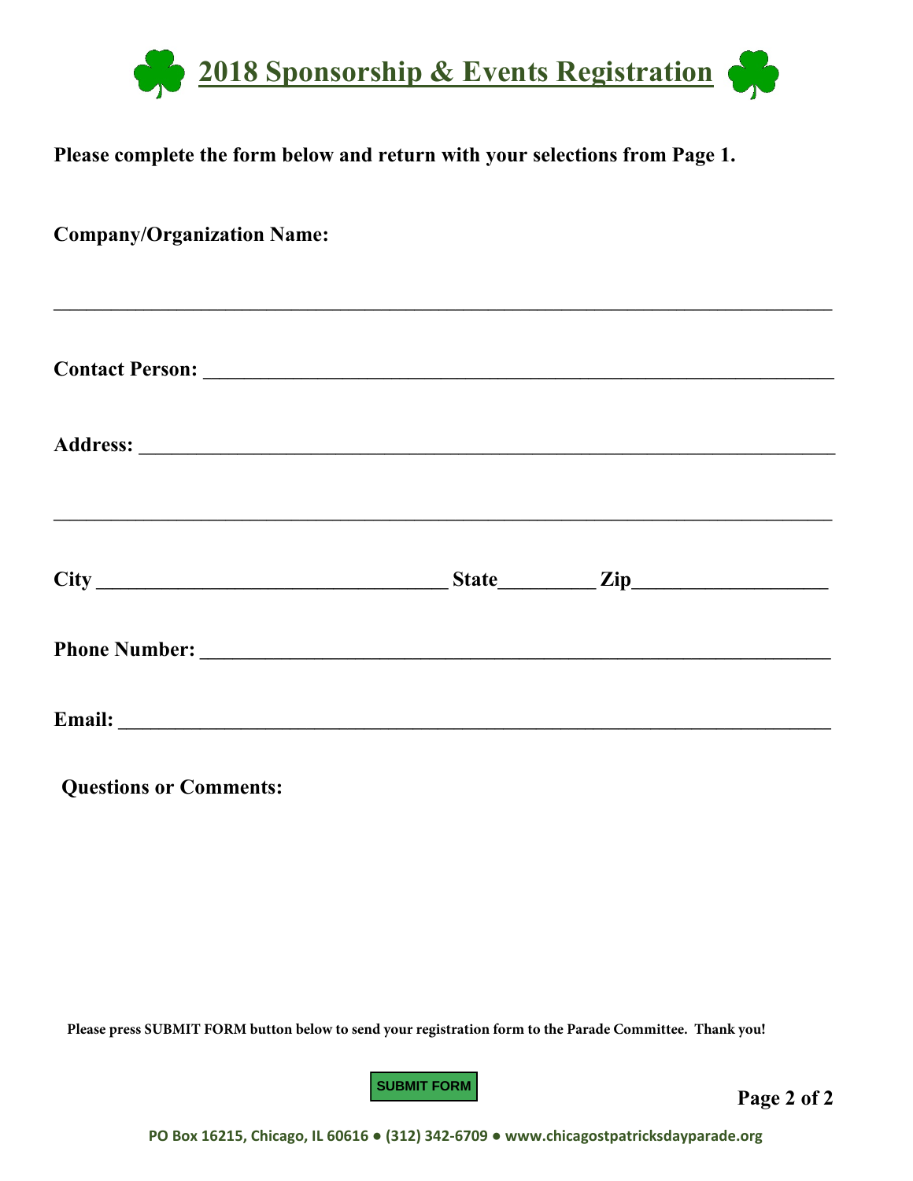# 2018 Sponsorship & Events Registration

**Please complete the form below and return with your selections from Page 1.**

**Company/Organization Name:**

______________________________________________________________________________

**Contact Person:** ___________________________________________________________

**Address:** ________________________________________________________________

______________________________________________________________________________

**City** ___________________________________ **State**_________ **Zip**___________________

**Phone Number:** ___________________________________________________________

**Email:** __________________________________________________________________

**Questions or Comments:**

**Please press SUBMIT FORM button below to send your registration form to the Parade Committee. Thank you!**

SUBMIT FORM

**PO Box 16215, Chicago, IL 60616 ● (312) 342-6709 ● www.chicagostpatricksdayparade.org**